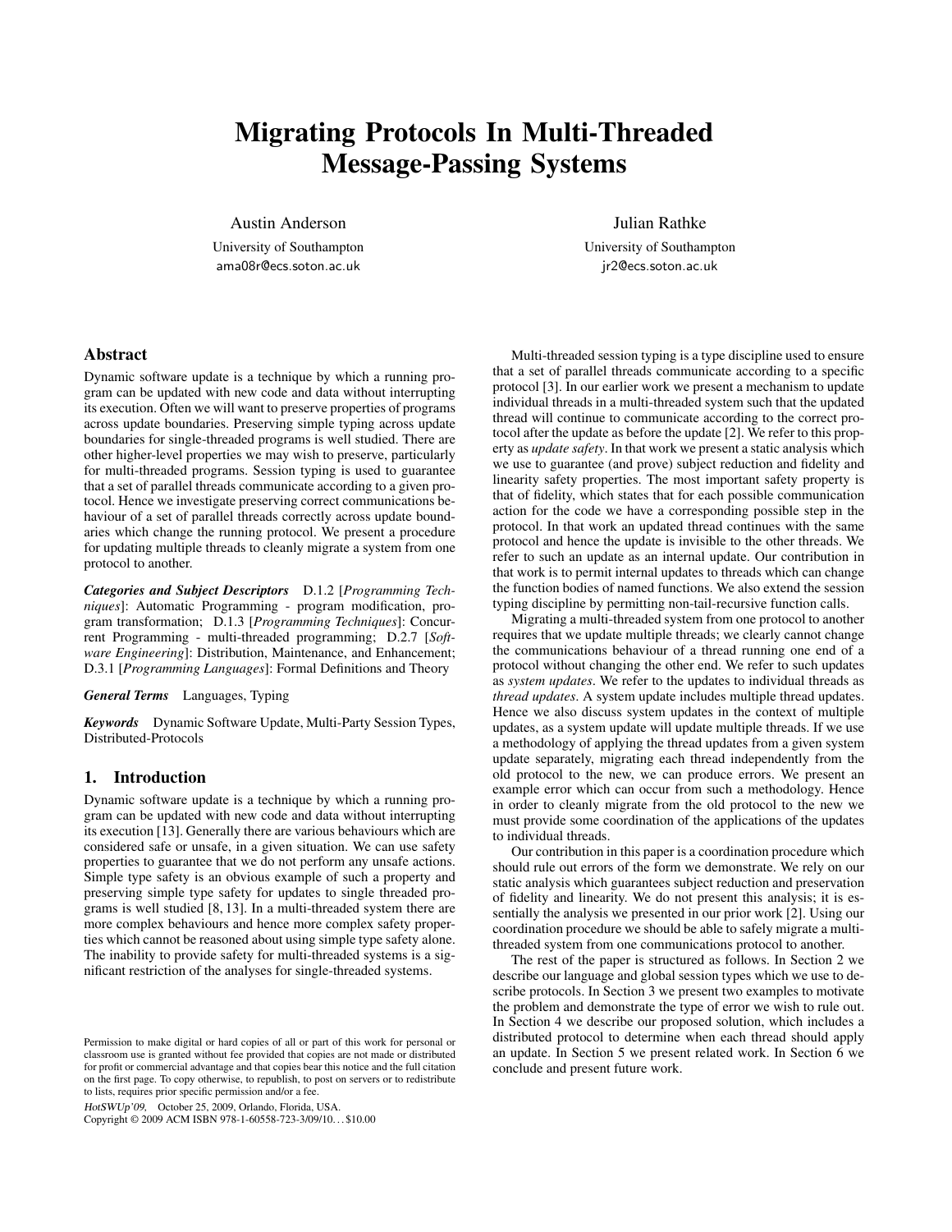# Migrating Protocols In Multi-Threaded Message-Passing Systems

Austin Anderson
University of Southampton
ama08r@ecs.soton.ac.uk

Julian Rathke
University of Southampton
jr2@ecs.soton.ac.uk

## Abstract

Dynamic software update is a technique by which a running program can be updated with new code and data without interrupting its execution. Often we will want to preserve properties of programs across update boundaries. Preserving simple typing across update boundaries for single-threaded programs is well studied. There are other higher-level properties we may wish to preserve, particularly for multi-threaded programs. Session typing is used to guarantee that a set of parallel threads communicate according to a given protocol. Hence we investigate preserving correct communications behaviour of a set of parallel threads correctly across update boundaries which change the running protocol. We present a procedure for updating multiple threads to cleanly migrate a system from one protocol to another.

***Categories and Subject Descriptors*** D.1.2 [*Programming Techniques*]: Automatic Programming - program modification, program transformation; D.1.3 [*Programming Techniques*]: Concurrent Programming - multi-threaded programming; D.2.7 [*Software Engineering*]: Distribution, Maintenance, and Enhancement; D.3.1 [*Programming Languages*]: Formal Definitions and Theory

***General Terms*** Languages, Typing

***Keywords*** Dynamic Software Update, Multi-Party Session Types, Distributed-Protocols

## 1. Introduction

Dynamic software update is a technique by which a running program can be updated with new code and data without interrupting its execution [13]. Generally there are various behaviours which are considered safe or unsafe, in a given situation. We can use safety properties to guarantee that we do not perform any unsafe actions. Simple type safety is an obvious example of such a property and preserving simple type safety for updates to single threaded programs is well studied [8, 13]. In a multi-threaded system there are more complex behaviours and hence more complex safety properties which cannot be reasoned about using simple type safety alone. The inability to provide safety for multi-threaded systems is a significant restriction of the analyses for single-threaded systems.

Multi-threaded session typing is a type discipline used to ensure that a set of parallel threads communicate according to a specific protocol [3]. In our earlier work we present a mechanism to update individual threads in a multi-threaded system such that the updated thread will continue to communicate according to the correct protocol after the update as before the update [2]. We refer to this property as *update safety*. In that work we present a static analysis which we use to guarantee (and prove) subject reduction and fidelity and linearity safety properties. The most important safety property is that of fidelity, which states that for each possible communication action for the code we have a corresponding possible step in the protocol. In that work an updated thread continues with the same protocol and hence the update is invisible to the other threads. We refer to such an update as an internal update. Our contribution in that work is to permit internal updates to threads which can change the function bodies of named functions. We also extend the session typing discipline by permitting non-tail-recursive function calls.

Migrating a multi-threaded system from one protocol to another requires that we update multiple threads; we clearly cannot change the communications behaviour of a thread running one end of a protocol without changing the other end. We refer to such updates as *system updates*. We refer to the updates to individual threads as *thread updates*. A system update includes multiple thread updates. Hence we also discuss system updates in the context of multiple updates, as a system update will update multiple threads. If we use a methodology of applying the thread updates from a given system update separately, migrating each thread independently from the old protocol to the new, we can produce errors. We present an example error which can occur from such a methodology. Hence in order to cleanly migrate from the old protocol to the new we must provide some coordination of the applications of the updates to individual threads.

Our contribution in this paper is a coordination procedure which should rule out errors of the form we demonstrate. We rely on our static analysis which guarantees subject reduction and preservation of fidelity and linearity. We do not present this analysis; it is essentially the analysis we presented in our prior work [2]. Using our coordination procedure we should be able to safely migrate a multi-threaded system from one communications protocol to another.

The rest of the paper is structured as follows. In Section 2 we describe our language and global session types which we use to describe protocols. In Section 3 we present two examples to motivate the problem and demonstrate the type of error we wish to rule out. In Section 4 we describe our proposed solution, which includes a distributed protocol to determine when each thread should apply an update. In Section 5 we present related work. In Section 6 we conclude and present future work.

Permission to make digital or hard copies of all or part of this work for personal or classroom use is granted without fee provided that copies are not made or distributed for profit or commercial advantage and that copies bear this notice and the full citation on the first page. To copy otherwise, to republish, to post on servers or to redistribute to lists, requires prior specific permission and/or a fee.

*HotSWUp'09,* October 25, 2009, Orlando, Florida, USA.
Copyright © 2009 ACM ISBN 978-1-60558-723-3/09/10... $10.00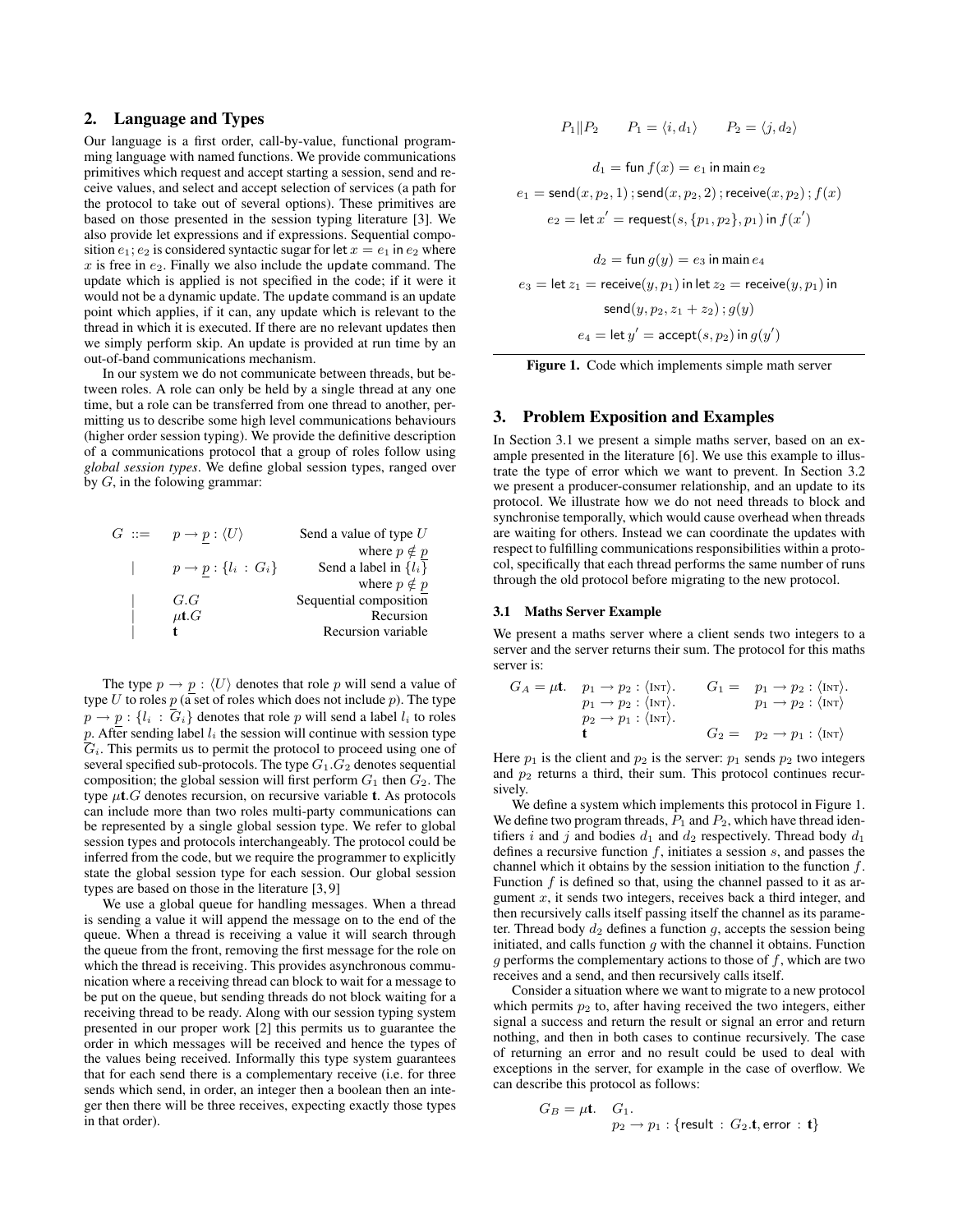## 2. Language and Types

Our language is a first order, call-by-value, functional programming language with named functions. We provide communications primitives which request and accept starting a session, send and receive values, and select and accept selection of services (a path for the protocol to take out of several options). These primitives are based on those presented in the session typing literature [3]. We also provide let expressions and if expressions. Sequential composition $e_1 ; e_2$ is considered syntactic sugar for let $x = e_1$ in $e_2$ where $x$ is free in $e_2$. Finally we also include the `update` command. The update which is applied is not specified in the code; if it were it would not be a dynamic update. The `update` command is an update point which applies, if it can, any update which is relevant to the thread in which it is executed. If there are no relevant updates then we simply perform skip. An update is provided at run time by an out-of-band communications mechanism.

In our system we do not communicate between threads, but between roles. A role can only be held by a single thread at any one time, but a role can be transferred from one thread to another, permitting us to describe some high level communications behaviours (higher order session typing). We provide the definitive description of a communications protocol that a group of roles follow using *global session types*. We define global session types, ranged over by $G$, in the folowing grammar:

| | | |
|---|---|---|
| $G$ ::= | $p \to \underline{p} : \langle U \rangle$ | Send a value of type $U$ where $p \notin \underline{p}$ |
| \| | $p \to \underline{p} : \{l_i : G_i\}$ | Send a label in $\{l_i\}$ where $p \notin \underline{p}$ |
| \| | $G.G$ | Sequential composition |
| \| | $\mu\mathbf{t}.G$ | Recursion |
| \| | $\mathbf{t}$ | Recursion variable |

The type $p \to \underline{p} : \langle U \rangle$ denotes that role $p$ will send a value of type $U$ to roles $\underline{p}$ (a set of roles which does not include $p$). The type $p \to \underline{p} : \{l_i : G_i\}$ denotes that role $p$ will send a label $l_i$ to roles $\underline{p}$. After sending label $l_i$ the session will continue with session type $G_i$. This permits us to permit the protocol to proceed using one of several specified sub-protocols. The type $G_1.G_2$ denotes sequential composition; the global session will first perform $G_1$ then $G_2$. The type $\mu\mathbf{t}.G$ denotes recursion, on recursive variable $\mathbf{t}$. As protocols can include more than two roles multi-party communications can be represented by a single global session type. We refer to global session types and protocols interchangeably. The protocol could be inferred from the code, but we require the programmer to explicitly state the global session type for each session. Our global session types are based on those in the literature [3, 9]

We use a global queue for handling messages. When a thread is sending a value it will append the message on to the end of the queue. When a thread is receiving a value it will search through the queue from the front, removing the first message for the role on which the thread is receiving. This provides asynchronous communication where a receiving thread can block to wait for a message to be put on the queue, but sending threads do not block waiting for a receiving thread to be ready. Along with our session typing system presented in our proper work [2] this permits us to guarantee the order in which messages will be received and hence the types of the values being received. Informally this type system guarantees that for each send there is a complementary receive (i.e. for three sends which send, in order, an integer then a boolean then an integer then there will be three receives, expecting exactly those types in that order).

$$P_1 \| P_2 \qquad P_1 = \langle i, d_1 \rangle \qquad P_2 = \langle j, d_2 \rangle$$

$$d_1 = \mathsf{fun}\ f(x) = e_1\ \mathsf{in\ main}\ e_2$$

$$e_1 = \mathsf{send}(x, p_2, 1)\,;\mathsf{send}(x, p_2, 2)\,;\mathsf{receive}(x, p_2)\,; f(x)$$

$$e_2 = \mathsf{let}\ x' = \mathsf{request}(s, \{p_1, p_2\}, p_1)\ \mathsf{in}\ f(x')$$

$$d_2 = \mathsf{fun}\ g(y) = e_3\ \mathsf{in\ main}\ e_4$$

$$e_3 = \mathsf{let}\ z_1 = \mathsf{receive}(y, p_1)\ \mathsf{in\ let}\ z_2 = \mathsf{receive}(y, p_1)\ \mathsf{in}$$

$$\mathsf{send}(y, p_2, z_1 + z_2)\,; g(y)$$

$$e_4 = \mathsf{let}\ y' = \mathsf{accept}(s, p_2)\ \mathsf{in}\ g(y')$$

**Figure 1.** Code which implements simple math server

## 3. Problem Exposition and Examples

In Section 3.1 we present a simple maths server, based on an example presented in the literature [6]. We use this example to illustrate the type of error which we want to prevent. In Section 3.2 we present a producer-consumer relationship, and an update to its protocol. We illustrate how we do not need threads to block and synchronise temporally, which would cause overhead when threads are waiting for others. Instead we can coordinate the updates with respect to fulfilling communications responsibilities within a protocol, specifically that each thread performs the same number of runs through the old protocol before migrating to the new protocol.

### 3.1 Maths Server Example

We present a maths server where a client sends two integers to a server and the server returns their sum. The protocol for this maths server is:

$$G_A = \mu\mathbf{t}.\quad \begin{array}{l} p_1 \to p_2 : \langle \textsc{Int} \rangle. \\ p_1 \to p_2 : \langle \textsc{Int} \rangle. \\ p_2 \to p_1 : \langle \textsc{Int} \rangle. \\ \mathbf{t} \end{array} \qquad \begin{array}{l} G_1 = \quad p_1 \to p_2 : \langle \textsc{Int} \rangle. \\ \qquad\quad\ p_1 \to p_2 : \langle \textsc{Int} \rangle \\ \\ G_2 = \quad p_2 \to p_1 : \langle \textsc{Int} \rangle \end{array}$$

Here $p_1$ is the client and $p_2$ is the server: $p_1$ sends $p_2$ two integers and $p_2$ returns a third, their sum. This protocol continues recursively.

We define a system which implements this protocol in Figure 1. We define two program threads, $P_1$ and $P_2$, which have thread identifiers $i$ and $j$ and bodies $d_1$ and $d_2$ respectively. Thread body $d_1$ defines a recursive function $f$, initiates a session $s$, and passes the channel which it obtains by the session initiation to the function $f$. Function $f$ is defined so that, using the channel passed to it as argument $x$, it sends two integers, receives back a third integer, and then recursively calls itself passing itself the channel as its parameter. Thread body $d_2$ defines a function $g$, accepts the session being initiated, and calls function $g$ with the channel it obtains. Function $g$ performs the complementary actions to those of $f$, which are two receives and a send, and then recursively calls itself.

Consider a situation where we want to migrate to a new protocol which permits $p_2$ to, after having received the two integers, either signal a success and return the result or signal an error and return nothing, and then in both cases to continue recursively. The case of returning an error and no result could be used to deal with exceptions in the server, for example in the case of overflow. We can describe this protocol as follows:

$$G_B = \mu\mathbf{t}.\quad \begin{array}{l} G_1. \\ p_2 \to p_1 : \{\mathsf{result} : G_2.\mathbf{t}, \mathsf{error} : \mathbf{t}\} \end{array}$$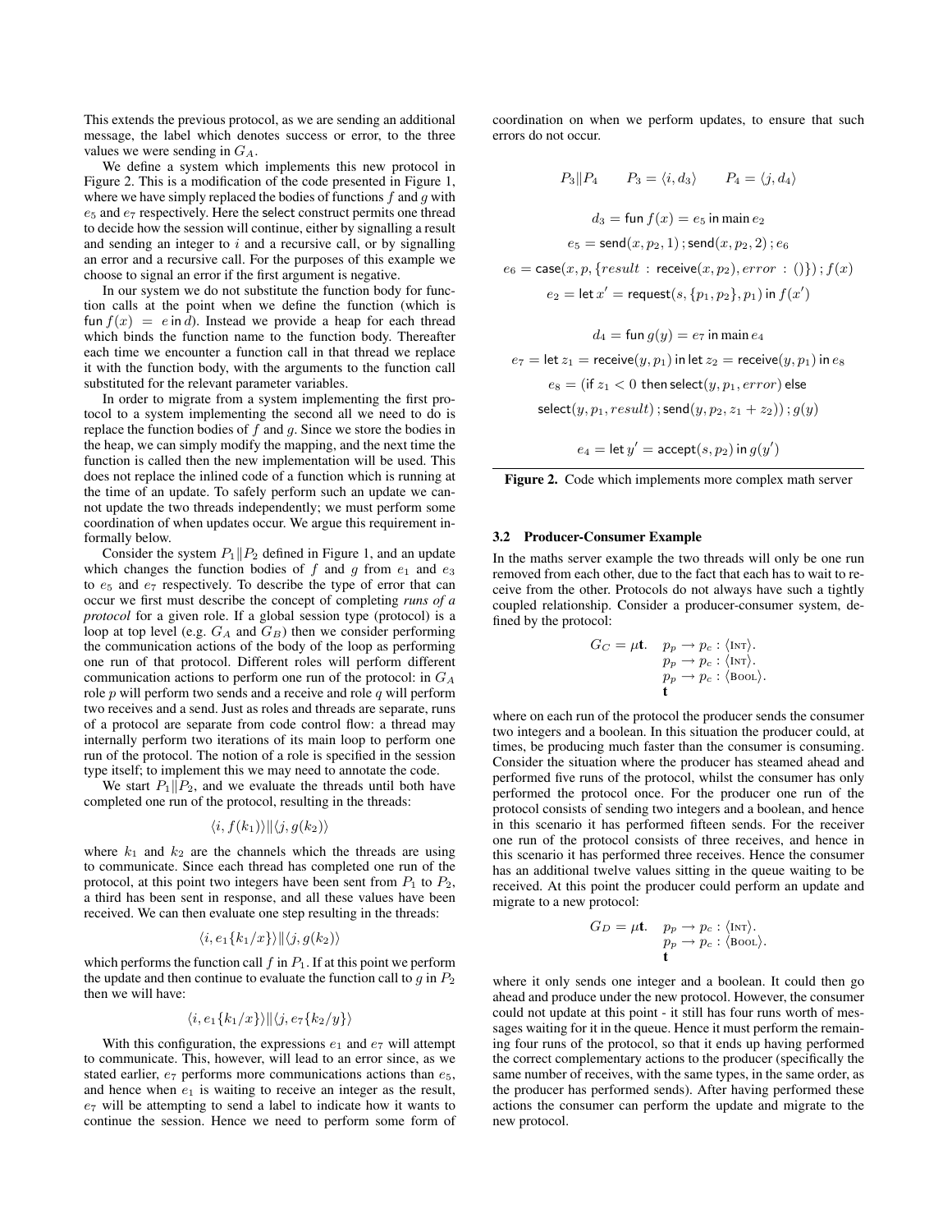This extends the previous protocol, as we are sending an additional message, the label which denotes success or error, to the three values we were sending in $G_A$.

We define a system which implements this new protocol in Figure 2. This is a modification of the code presented in Figure 1, where we have simply replaced the bodies of functions $f$ and $g$ with $e_5$ and $e_7$ respectively. Here the select construct permits one thread to decide how the session will continue, either by signalling a result and sending an integer to $i$ and a recursive call, or by signalling an error and a recursive call. For the purposes of this example we choose to signal an error if the first argument is negative.

In our system we do not substitute the function body for function calls at the point when we define the function (which is $\mathsf{fun}\ f(x) = e \mathsf{\ in\ } d$). Instead we provide a heap for each thread which binds the function name to the function body. Thereafter each time we encounter a function call in that thread we replace it with the function body, with the arguments to the function call substituted for the relevant parameter variables.

In order to migrate from a system implementing the first protocol to a system implementing the second all we need to do is replace the function bodies of $f$ and $g$. Since we store the bodies in the heap, we can simply modify the mapping, and the next time the function is called then the new implementation will be used. This does not replace the inlined code of a function which is running at the time of an update. To safely perform such an update we cannot update the two threads independently; we must perform some coordination of when updates occur. We argue this requirement informally below.

Consider the system $P_1 \| P_2$ defined in Figure 1, and an update which changes the function bodies of $f$ and $g$ from $e_1$ and $e_3$ to $e_5$ and $e_7$ respectively. To describe the type of error that can occur we first must describe the concept of completing *runs of a protocol* for a given role. If a global session type (protocol) is a loop at top level (e.g. $G_A$ and $G_B$) then we consider performing the communication actions of the body of the loop as performing one run of that protocol. Different roles will perform different communication actions to perform one run of the protocol: in $G_A$ role $p$ will perform two sends and a receive and role $q$ will perform two receives and a send. Just as roles and threads are separate, runs of a protocol are separate from code control flow: a thread may internally perform two iterations of its main loop to perform one run of the protocol. The notion of a role is specified in the session type itself; to implement this we may need to annotate the code.

We start $P_1 \| P_2$, and we evaluate the threads until both have completed one run of the protocol, resulting in the threads:

$$\langle i, f(k_1) \rangle \| \langle j, g(k_2) \rangle$$

where $k_1$ and $k_2$ are the channels which the threads are using to communicate. Since each thread has completed one run of the protocol, at this point two integers have been sent from $P_1$ to $P_2$, a third has been sent in response, and all these values have been received. We can then evaluate one step resulting in the threads:

$$\langle i, e_1\{k_1/x\} \rangle \| \langle j, g(k_2) \rangle$$

which performs the function call $f$ in $P_1$. If at this point we perform the update and then continue to evaluate the function call to $g$ in $P_2$ then we will have:

$$\langle i, e_1\{k_1/x\} \rangle \| \langle j, e_7\{k_2/y\} \rangle$$

With this configuration, the expressions $e_1$ and $e_7$ will attempt to communicate. This, however, will lead to an error since, as we stated earlier, $e_7$ performs more communications actions than $e_5$, and hence when $e_1$ is waiting to receive an integer as the result, $e_7$ will be attempting to send a label to indicate how it wants to continue the session. Hence we need to perform some form of coordination on when we perform updates, to ensure that such errors do not occur.

$$P_3 \| P_4 \qquad P_3 = \langle i, d_3 \rangle \qquad P_4 = \langle j, d_4 \rangle$$

$$d_3 = \mathsf{fun}\ f(x) = e_5 \mathsf{\ in\ main\ } e_2$$

$$e_5 = \mathsf{send}(x, p_2, 1)\,;\mathsf{send}(x, p_2, 2)\,; e_6$$

$$e_6 = \mathsf{case}(x, p, \{result\ :\ \mathsf{receive}(x, p_2), error\ :\ ()\})\,; f(x)$$

$$e_2 = \mathsf{let}\ x' = \mathsf{request}(s, \{p_1, p_2\}, p_1) \mathsf{\ in\ } f(x')$$

$$d_4 = \mathsf{fun}\ g(y) = e_7 \mathsf{\ in\ main\ } e_4$$

$$e_7 = \mathsf{let}\ z_1 = \mathsf{receive}(y, p_1) \mathsf{\ in\ let\ } z_2 = \mathsf{receive}(y, p_1) \mathsf{\ in\ } e_8$$

$$e_8 = (\mathsf{if}\ z_1 < 0\ \mathsf{then\ select}(y, p_1, error)\ \mathsf{else}$$

$$\mathsf{select}(y, p_1, result)\,; \mathsf{send}(y, p_2, z_1 + z_2))\,; g(y)$$

$$e_4 = \mathsf{let}\ y' = \mathsf{accept}(s, p_2) \mathsf{\ in\ } g(y')$$

**Figure 2.** Code which implements more complex math server

### 3.2 Producer-Consumer Example

In the maths server example the two threads will only be one run removed from each other, due to the fact that each has to wait to receive from the other. Protocols do not always have such a tightly coupled relationship. Consider a producer-consumer system, defined by the protocol:

$$G_C = \mu \mathbf{t}.\quad \begin{array}{l} p_p \to p_c : \langle \textsc{Int} \rangle. \\ p_p \to p_c : \langle \textsc{Int} \rangle. \\ p_p \to p_c : \langle \textsc{Bool} \rangle. \\ \mathbf{t} \end{array}$$

where on each run of the protocol the producer sends the consumer two integers and a boolean. In this situation the producer could, at times, be producing much faster than the consumer is consuming. Consider the situation where the producer has steamed ahead and performed five runs of the protocol, whilst the consumer has only performed the protocol once. For the producer one run of the protocol consists of sending two integers and a boolean, and hence in this scenario it has performed fifteen sends. For the receiver one run of the protocol consists of three receives, and hence in this scenario it has performed three receives. Hence the consumer has an additional twelve values sitting in the queue waiting to be received. At this point the producer could perform an update and migrate to a new protocol:

$$G_D = \mu \mathbf{t}.\quad \begin{array}{l} p_p \to p_c : \langle \textsc{Int} \rangle. \\ p_p \to p_c : \langle \textsc{Bool} \rangle. \\ \mathbf{t} \end{array}$$

where it only sends one integer and a boolean. It could then go ahead and produce under the new protocol. However, the consumer could not update at this point - it still has four runs worth of messages waiting for it in the queue. Hence it must perform the remaining four runs of the protocol, so that it ends up having performed the correct complementary actions to the producer (specifically the same number of receives, with the same types, in the same order, as the producer has performed sends). After having performed these actions the consumer can perform the update and migrate to the new protocol.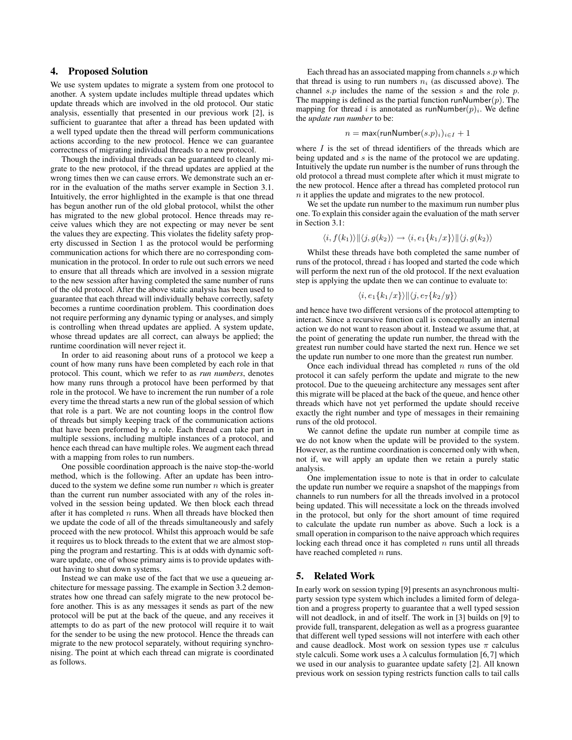## 4. Proposed Solution

We use system updates to migrate a system from one protocol to another. A system update includes multiple thread updates which update threads which are involved in the old protocol. Our static analysis, essentially that presented in our previous work [2], is sufficient to guarantee that after a thread has been updated with a well typed update then the thread will perform communications actions according to the new protocol. Hence we can guarantee correctness of migrating individual threads to a new protocol.

Though the individual threads can be guaranteed to cleanly migrate to the new protocol, if the thread updates are applied at the wrong times then we can cause errors. We demonstrate such an error in the evaluation of the maths server example in Section 3.1. Intuitively, the error highlighted in the example is that one thread has begun another run of the old global protocol, whilst the other has migrated to the new global protocol. Hence threads may receive values which they are not expecting or may never be sent the values they are expecting. This violates the fidelity safety property discussed in Section 1 as the protocol would be performing communication actions for which there are no corresponding communication in the protocol. In order to rule out such errors we need to ensure that all threads which are involved in a session migrate to the new session after having completed the same number of runs of the old protocol. After the above static analysis has been used to guarantee that each thread will individually behave correctly, safety becomes a runtime coordination problem. This coordination does not require performing any dynamic typing or analyses, and simply is controlling when thread updates are applied. A system update, whose thread updates are all correct, can always be applied; the runtime coordination will never reject it.

In order to aid reasoning about runs of a protocol we keep a count of how many runs have been completed by each role in that protocol. This count, which we refer to as *run numbers*, denotes how many runs through a protocol have been performed by that role in the protocol. We have to increment the run number of a role every time the thread starts a new run of the global session of which that role is a part. We are not counting loops in the control flow of threads but simply keeping track of the communication actions that have been preformed by a role. Each thread can take part in multiple sessions, including multiple instances of a protocol, and hence each thread can have multiple roles. We augment each thread with a mapping from roles to run numbers.

One possible coordination approach is the naive stop-the-world method, which is the following. After an update has been introduced to the system we define some run number $n$ which is greater than the current run number associated with any of the roles involved in the session being updated. We then block each thread after it has completed $n$ runs. When all threads have blocked then we update the code of all of the threads simultaneously and safely proceed with the new protocol. Whilst this approach would be safe it requires us to block threads to the extent that we are almost stopping the program and restarting. This is at odds with dynamic software update, one of whose primary aims is to provide updates without having to shut down systems.

Instead we can make use of the fact that we use a queueing architecture for message passing. The example in Section 3.2 demonstrates how one thread can safely migrate to the new protocol before another. This is as any messages it sends as part of the new protocol will be put at the back of the queue, and any receives it attempts to do as part of the new protocol will require it to wait for the sender to be using the new protocol. Hence the threads can migrate to the new protocol separately, without requiring synchronising. The point at which each thread can migrate is coordinated as follows.

Each thread has an associated mapping from channels $s.p$ which that thread is using to run numbers $n_i$ (as discussed above). The channel $s.p$ includes the name of the session $s$ and the role $p$. The mapping is defined as the partial function $\mathsf{runNumber}(p)$. The mapping for thread $i$ is annotated as $\mathsf{runNumber}(p)_i$. We define the *update run number* to be:

$$n = \max(\mathsf{runNumber}(s.p)_i)_{i \in I} + 1$$

where $I$ is the set of thread identifiers of the threads which are being updated and $s$ is the name of the protocol we are updating. Intuitively the update run number is the number of runs through the old protocol a thread must complete after which it must migrate to the new protocol. Hence after a thread has completed protocol run $n$ it applies the update and migrates to the new protocol.

We set the update run number to the maximum run number plus one. To explain this consider again the evaluation of the math server in Section 3.1:

$$\langle i, f(k_1)\rangle \| \langle j, g(k_2)\rangle \rightarrow \langle i, e_1\{k_1/x\}\rangle \| \langle j, g(k_2)\rangle$$

Whilst these threads have both completed the same number of runs of the protocol, thread $i$ has looped and started the code which will perform the next run of the old protocol. If the next evaluation step is applying the update then we can continue to evaluate to:

$$\langle i, e_1\{k_1/x\}\rangle \| \langle j, e_7\{k_2/y\}\rangle$$

and hence have two different versions of the protocol attempting to interact. Since a recursive function call is conceptually an internal action we do not want to reason about it. Instead we assume that, at the point of generating the update run number, the thread with the greatest run number could have started the next run. Hence we set the update run number to one more than the greatest run number.

Once each individual thread has completed $n$ runs of the old protocol it can safely perform the update and migrate to the new protocol. Due to the queueing architecture any messages sent after this migrate will be placed at the back of the queue, and hence other threads which have not yet performed the update should receive exactly the right number and type of messages in their remaining runs of the old protocol.

We cannot define the update run number at compile time as we do not know when the update will be provided to the system. However, as the runtime coordination is concerned only with when, not if, we will apply an update then we retain a purely static analysis.

One implementation issue to note is that in order to calculate the update run number we require a snapshot of the mappings from channels to run numbers for all the threads involved in a protocol being updated. This will necessitate a lock on the threads involved in the protocol, but only for the short amount of time required to calculate the update run number as above. Such a lock is a small operation in comparison to the naive approach which requires locking each thread once it has completed $n$ runs until all threads have reached completed $n$ runs.

## 5. Related Work

In early work on session typing [9] presents an asynchronous multiparty session type system which includes a limited form of delegation and a progress property to guarantee that a well typed session will not deadlock, in and of itself. The work in [3] builds on [9] to provide full, transparent, delegation as well as a progress guarantee that different well typed sessions will not interfere with each other and cause deadlock. Most work on session types use $\pi$ calculus style calculi. Some work uses a $\lambda$ calculus formulation [6, 7] which we used in our analysis to guarantee update safety [2]. All known previous work on session typing restricts function calls to tail calls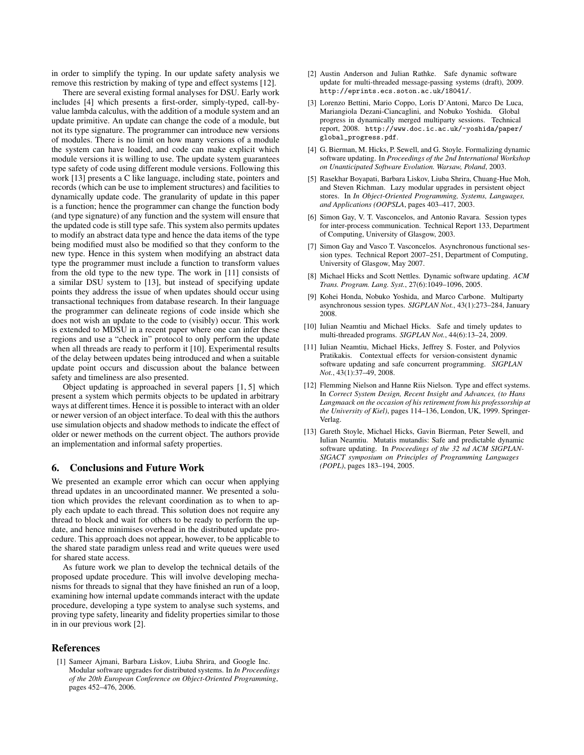in order to simplify the typing. In our update safety analysis we remove this restriction by making of type and effect systems [12].

There are several existing formal analyses for DSU. Early work includes [4] which presents a first-order, simply-typed, call-by-value lambda calculus, with the addition of a module system and an update primitive. An update can change the code of a module, but not its type signature. The programmer can introduce new versions of modules. There is no limit on how many versions of a module the system can have loaded, and code can make explicit which module versions it is willing to use. The update system guarantees type safety of code using different module versions. Following this work [13] presents a C like language, including state, pointers and records (which can be use to implement structures) and facilities to dynamically update code. The granularity of update in this paper is a function; hence the programmer can change the function body (and type signature) of any function and the system will ensure that the updated code is still type safe. This system also permits updates to modify an abstract data type and hence the data items of the type being modified must also be modified so that they conform to the new type. Hence in this system when modifying an abstract data type the programmer must include a function to transform values from the old type to the new type. The work in [11] consists of a similar DSU system to [13], but instead of specifying update points they address the issue of when updates should occur using transactional techniques from database research. In their language the programmer can delineate regions of code inside which she does not wish an update to the code to (visibly) occur. This work is extended to MDSU in a recent paper where one can infer these regions and use a "check in" protocol to only perform the update when all threads are ready to perform it [10]. Experimental results of the delay between updates being introduced and when a suitable update point occurs and discussion about the balance between safety and timeliness are also presented.

Object updating is approached in several papers [1, 5] which present a system which permits objects to be updated in arbitrary ways at different times. Hence it is possible to interact with an older or newer version of an object interface. To deal with this the authors use simulation objects and shadow methods to indicate the effect of older or newer methods on the current object. The authors provide an implementation and informal safety properties.

## 6. Conclusions and Future Work

We presented an example error which can occur when applying thread updates in an uncoordinated manner. We presented a solution which provides the relevant coordination as to when to apply each update to each thread. This solution does not require any thread to block and wait for others to be ready to perform the update, and hence minimises overhead in the distributed update procedure. This approach does not appear, however, to be applicable to the shared state paradigm unless read and write queues were used for shared state access.

As future work we plan to develop the technical details of the proposed update procedure. This will involve developing mechanisms for threads to signal that they have finished an run of a loop, examining how internal `update` commands interact with the update procedure, developing a type system to analyse such systems, and proving type safety, linearity and fidelity properties similar to those in in our previous work [2].

## References

[1] Sameer Ajmani, Barbara Liskov, Liuba Shrira, and Google Inc. Modular software upgrades for distributed systems. In *In Proceedings of the 20th European Conference on Object-Oriented Programming*, pages 452–476, 2006.

[2] Austin Anderson and Julian Rathke. Safe dynamic software update for multi-threaded message-passing systems (draft), 2009. http://eprints.ecs.soton.ac.uk/18041/.

[3] Lorenzo Bettini, Mario Coppo, Loris D'Antoni, Marco De Luca, Mariangiola Dezani-Ciancaglini, and Nobuko Yoshida. Global progress in dynamically merged multiparty sessions. Technical report, 2008. http://www.doc.ic.ac.uk/~yoshida/paper/global_progress.pdf.

[4] G. Bierman, M. Hicks, P. Sewell, and G. Stoyle. Formalizing dynamic software updating. In *Proceedings of the 2nd International Workshop on Unanticipated Software Evolution. Warsaw, Poland*, 2003.

[5] Rasekhar Boyapati, Barbara Liskov, Liuba Shrira, Chuang-Hue Moh, and Steven Richman. Lazy modular upgrades in persistent object stores. In *In Object-Oriented Programming, Systems, Languages, and Applications (OOPSLA*, pages 403–417, 2003.

[6] Simon Gay, V. T. Vasconcelos, and Antonio Ravara. Session types for inter-process communication. Technical Report 133, Department of Computing, University of Glasgow, 2003.

[7] Simon Gay and Vasco T. Vasconcelos. Asynchronous functional session types. Technical Report 2007–251, Department of Computing, University of Glasgow, May 2007.

[8] Michael Hicks and Scott Nettles. Dynamic software updating. *ACM Trans. Program. Lang. Syst.*, 27(6):1049–1096, 2005.

[9] Kohei Honda, Nobuko Yoshida, and Marco Carbone. Multiparty asynchronous session types. *SIGPLAN Not.*, 43(1):273–284, January 2008.

[10] Iulian Neamtiu and Michael Hicks. Safe and timely updates to multi-threaded programs. *SIGPLAN Not.*, 44(6):13–24, 2009.

[11] Iulian Neamtiu, Michael Hicks, Jeffrey S. Foster, and Polyvios Pratikakis. Contextual effects for version-consistent dynamic software updating and safe concurrent programming. *SIGPLAN Not.*, 43(1):37–49, 2008.

[12] Flemming Nielson and Hanne Riis Nielson. Type and effect systems. In *Correct System Design, Recent Insight and Advances, (to Hans Langmaack on the occasion of his retirement from his professorship at the University of Kiel)*, pages 114–136, London, UK, 1999. Springer-Verlag.

[13] Gareth Stoyle, Michael Hicks, Gavin Bierman, Peter Sewell, and Iulian Neamtiu. Mutatis mutandis: Safe and predictable dynamic software updating. In *Proceedings of the 32 nd ACM SIGPLAN-SIGACT symposium on Principles of Programming Languages (POPL)*, pages 183–194, 2005.